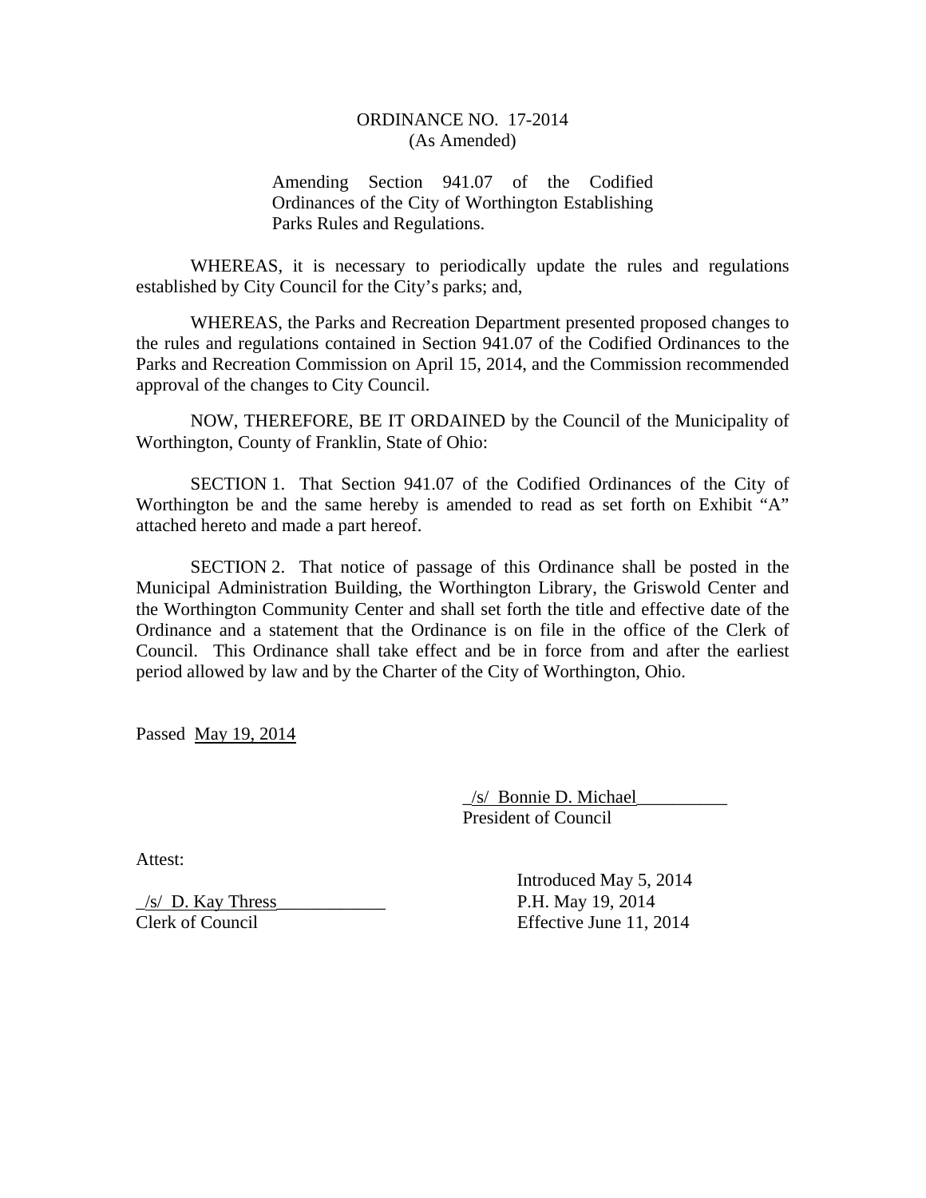# ORDINANCE NO. 17-2014
(As Amended)

Amending Section 941.07 of the Codified Ordinances of the City of Worthington Establishing Parks Rules and Regulations.

WHEREAS, it is necessary to periodically update the rules and regulations established by City Council for the City's parks; and,

WHEREAS, the Parks and Recreation Department presented proposed changes to the rules and regulations contained in Section 941.07 of the Codified Ordinances to the Parks and Recreation Commission on April 15, 2014, and the Commission recommended approval of the changes to City Council.

NOW, THEREFORE, BE IT ORDAINED by the Council of the Municipality of Worthington, County of Franklin, State of Ohio:

SECTION 1. That Section 941.07 of the Codified Ordinances of the City of Worthington be and the same hereby is amended to read as set forth on Exhibit "A" attached hereto and made a part hereof.

SECTION 2. That notice of passage of this Ordinance shall be posted in the Municipal Administration Building, the Worthington Library, the Griswold Center and the Worthington Community Center and shall set forth the title and effective date of the Ordinance and a statement that the Ordinance is on file in the office of the Clerk of Council. This Ordinance shall take effect and be in force from and after the earliest period allowed by law and by the Charter of the City of Worthington, Ohio.

Passed May 19, 2014

_/s/ Bonnie D. Michael__________
President of Council

Attest:

_/s/ D. Kay Thress____________
Clerk of Council

Introduced May 5, 2014
P.H. May 19, 2014
Effective June 11, 2014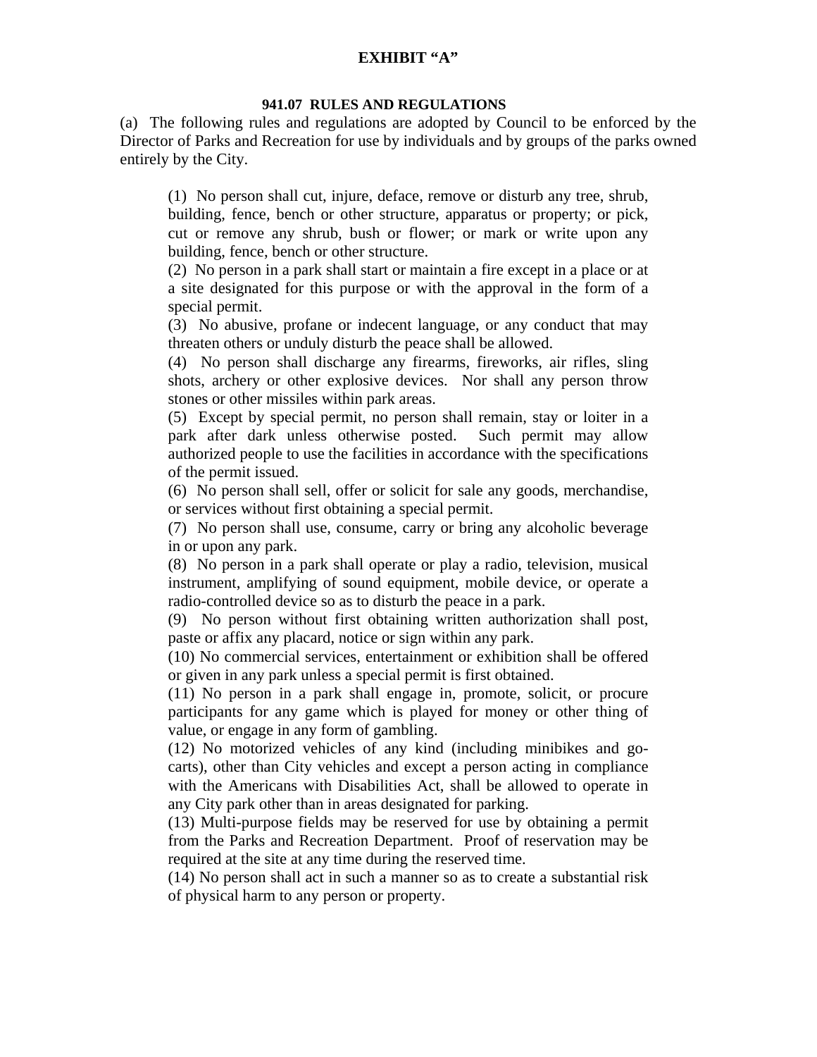**EXHIBIT "A"**

**941.07 RULES AND REGULATIONS**

(a) The following rules and regulations are adopted by Council to be enforced by the Director of Parks and Recreation for use by individuals and by groups of the parks owned entirely by the City.

> (1) No person shall cut, injure, deface, remove or disturb any tree, shrub, building, fence, bench or other structure, apparatus or property; or pick, cut or remove any shrub, bush or flower; or mark or write upon any building, fence, bench or other structure.
>
> (2) No person in a park shall start or maintain a fire except in a place or at a site designated for this purpose or with the approval in the form of a special permit.
>
> (3) No abusive, profane or indecent language, or any conduct that may threaten others or unduly disturb the peace shall be allowed.
>
> (4) No person shall discharge any firearms, fireworks, air rifles, sling shots, archery or other explosive devices. Nor shall any person throw stones or other missiles within park areas.
>
> (5) Except by special permit, no person shall remain, stay or loiter in a park after dark unless otherwise posted. Such permit may allow authorized people to use the facilities in accordance with the specifications of the permit issued.
>
> (6) No person shall sell, offer or solicit for sale any goods, merchandise, or services without first obtaining a special permit.
>
> (7) No person shall use, consume, carry or bring any alcoholic beverage in or upon any park.
>
> (8) No person in a park shall operate or play a radio, television, musical instrument, amplifying of sound equipment, mobile device, or operate a radio-controlled device so as to disturb the peace in a park.
>
> (9) No person without first obtaining written authorization shall post, paste or affix any placard, notice or sign within any park.
>
> (10) No commercial services, entertainment or exhibition shall be offered or given in any park unless a special permit is first obtained.
>
> (11) No person in a park shall engage in, promote, solicit, or procure participants for any game which is played for money or other thing of value, or engage in any form of gambling.
>
> (12) No motorized vehicles of any kind (including minibikes and go-carts), other than City vehicles and except a person acting in compliance with the Americans with Disabilities Act, shall be allowed to operate in any City park other than in areas designated for parking.
>
> (13) Multi-purpose fields may be reserved for use by obtaining a permit from the Parks and Recreation Department. Proof of reservation may be required at the site at any time during the reserved time.
>
> (14) No person shall act in such a manner so as to create a substantial risk of physical harm to any person or property.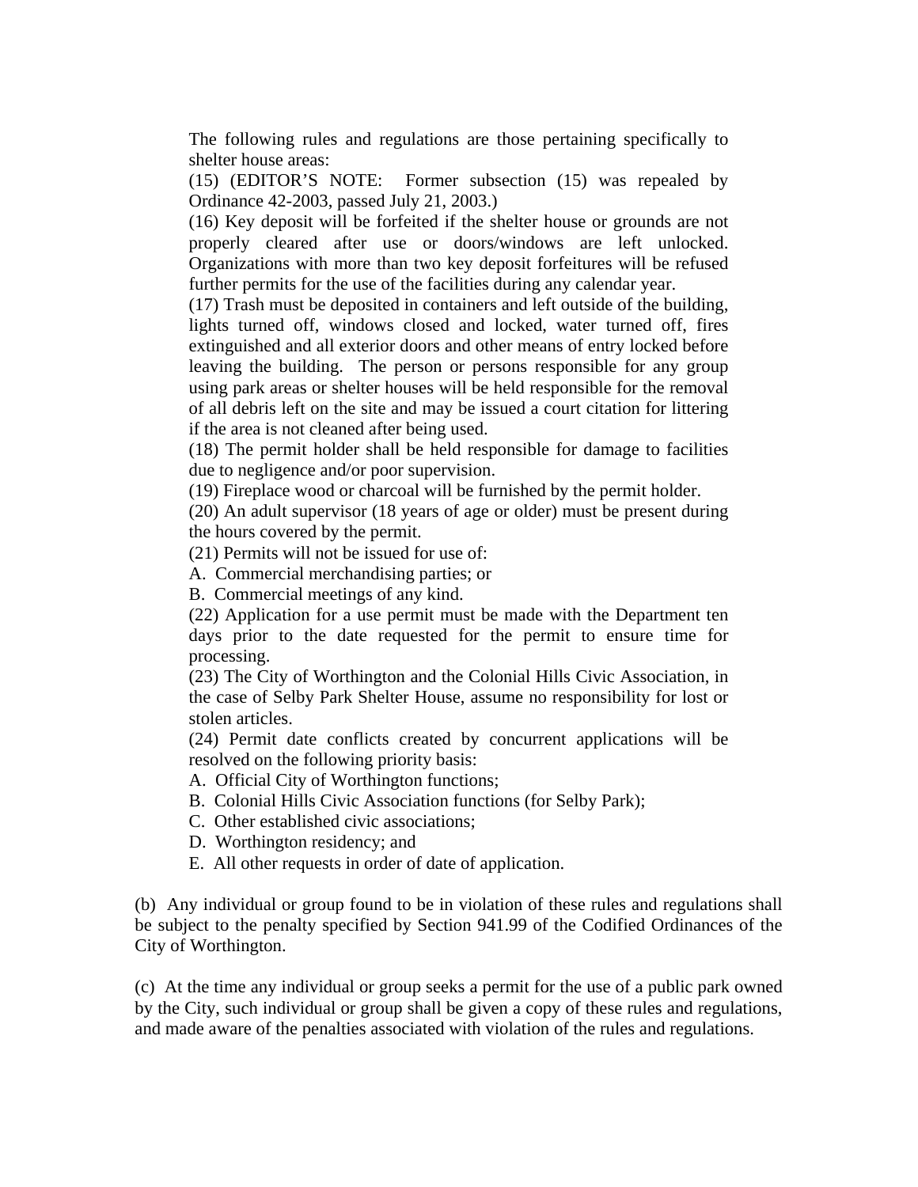The following rules and regulations are those pertaining specifically to shelter house areas:

(15) (EDITOR'S NOTE: Former subsection (15) was repealed by Ordinance 42-2003, passed July 21, 2003.)

(16) Key deposit will be forfeited if the shelter house or grounds are not properly cleared after use or doors/windows are left unlocked. Organizations with more than two key deposit forfeitures will be refused further permits for the use of the facilities during any calendar year.

(17) Trash must be deposited in containers and left outside of the building, lights turned off, windows closed and locked, water turned off, fires extinguished and all exterior doors and other means of entry locked before leaving the building. The person or persons responsible for any group using park areas or shelter houses will be held responsible for the removal of all debris left on the site and may be issued a court citation for littering if the area is not cleaned after being used.

(18) The permit holder shall be held responsible for damage to facilities due to negligence and/or poor supervision.

(19) Fireplace wood or charcoal will be furnished by the permit holder.

(20) An adult supervisor (18 years of age or older) must be present during the hours covered by the permit.

(21) Permits will not be issued for use of:

A. Commercial merchandising parties; or

B. Commercial meetings of any kind.

(22) Application for a use permit must be made with the Department ten days prior to the date requested for the permit to ensure time for processing.

(23) The City of Worthington and the Colonial Hills Civic Association, in the case of Selby Park Shelter House, assume no responsibility for lost or stolen articles.

(24) Permit date conflicts created by concurrent applications will be resolved on the following priority basis:

A. Official City of Worthington functions;

B. Colonial Hills Civic Association functions (for Selby Park);

C. Other established civic associations;

D. Worthington residency; and

E. All other requests in order of date of application.

(b) Any individual or group found to be in violation of these rules and regulations shall be subject to the penalty specified by Section 941.99 of the Codified Ordinances of the City of Worthington.

(c) At the time any individual or group seeks a permit for the use of a public park owned by the City, such individual or group shall be given a copy of these rules and regulations, and made aware of the penalties associated with violation of the rules and regulations.